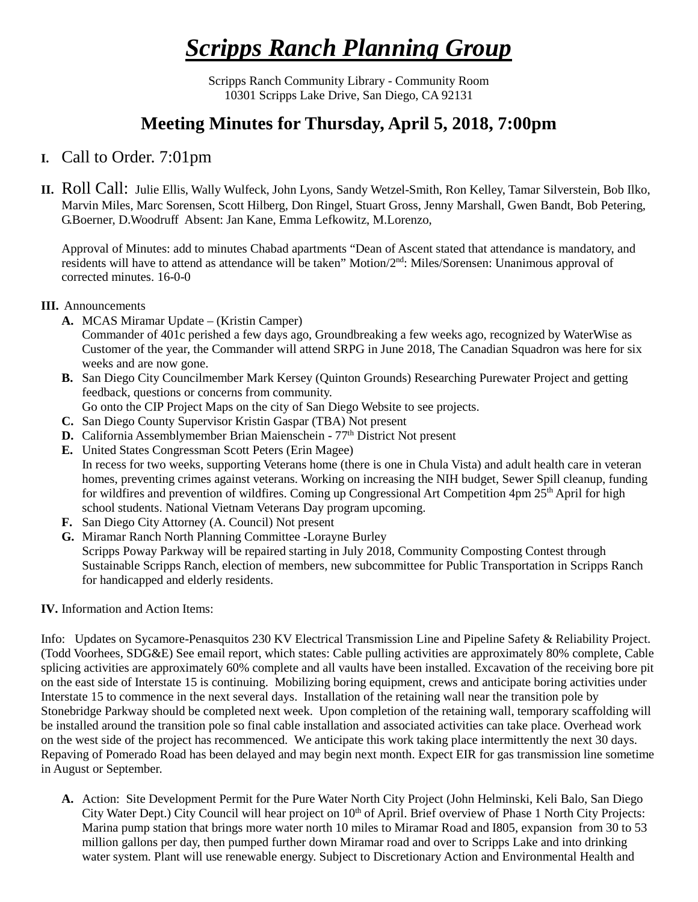# *Scripps Ranch Planning Group*

Scripps Ranch Community Library - Community Room
10301 Scripps Lake Drive, San Diego, CA 92131

## Meeting Minutes for Thursday, April 5, 2018, 7:00pm

**I.** Call to Order. 7:01pm

**II.** Roll Call: Julie Ellis, Wally Wulfeck, John Lyons, Sandy Wetzel-Smith, Ron Kelley, Tamar Silverstein, Bob Ilko, Marvin Miles, Marc Sorensen, Scott Hilberg, Don Ringel, Stuart Gross, Jenny Marshall, Gwen Bandt, Bob Petering, G.Boerner, D.Woodruff Absent: Jan Kane, Emma Lefkowitz, M.Lorenzo,

Approval of Minutes: add to minutes Chabad apartments "Dean of Ascent stated that attendance is mandatory, and residents will have to attend as attendance will be taken" Motion/2nd: Miles/Sorensen: Unanimous approval of corrected minutes. 16-0-0

**III.** Announcements

- **A.** MCAS Miramar Update – (Kristin Camper)
  Commander of 401c perished a few days ago, Groundbreaking a few weeks ago, recognized by WaterWise as Customer of the year, the Commander will attend SRPG in June 2018, The Canadian Squadron was here for six weeks and are now gone.
- **B.** San Diego City Councilmember Mark Kersey (Quinton Grounds) Researching Purewater Project and getting feedback, questions or concerns from community.
  Go onto the CIP Project Maps on the city of San Diego Website to see projects.
- **C.** San Diego County Supervisor Kristin Gaspar (TBA) Not present
- **D.** California Assemblymember Brian Maienschein - 77th District Not present
- **E.** United States Congressman Scott Peters (Erin Magee)
  In recess for two weeks, supporting Veterans home (there is one in Chula Vista) and adult health care in veteran homes, preventing crimes against veterans. Working on increasing the NIH budget, Sewer Spill cleanup, funding for wildfires and prevention of wildfires. Coming up Congressional Art Competition 4pm 25th April for high school students. National Vietnam Veterans Day program upcoming.
- **F.** San Diego City Attorney (A. Council) Not present
- **G.** Miramar Ranch North Planning Committee -Lorayne Burley
  Scripps Poway Parkway will be repaired starting in July 2018, Community Composting Contest through Sustainable Scripps Ranch, election of members, new subcommittee for Public Transportation in Scripps Ranch for handicapped and elderly residents.

**IV.** Information and Action Items:

Info: Updates on Sycamore-Penasquitos 230 KV Electrical Transmission Line and Pipeline Safety & Reliability Project. (Todd Voorhees, SDG&E) See email report, which states: Cable pulling activities are approximately 80% complete, Cable splicing activities are approximately 60% complete and all vaults have been installed. Excavation of the receiving bore pit on the east side of Interstate 15 is continuing. Mobilizing boring equipment, crews and anticipate boring activities under Interstate 15 to commence in the next several days. Installation of the retaining wall near the transition pole by Stonebridge Parkway should be completed next week. Upon completion of the retaining wall, temporary scaffolding will be installed around the transition pole so final cable installation and associated activities can take place. Overhead work on the west side of the project has recommenced. We anticipate this work taking place intermittently the next 30 days. Repaving of Pomerado Road has been delayed and may begin next month. Expect EIR for gas transmission line sometime in August or September.

- **A.** Action: Site Development Permit for the Pure Water North City Project (John Helminski, Keli Balo, San Diego City Water Dept.) City Council will hear project on 10th of April. Brief overview of Phase 1 North City Projects: Marina pump station that brings more water north 10 miles to Miramar Road and I805, expansion from 30 to 53 million gallons per day, then pumped further down Miramar road and over to Scripps Lake and into drinking water system. Plant will use renewable energy. Subject to Discretionary Action and Environmental Health and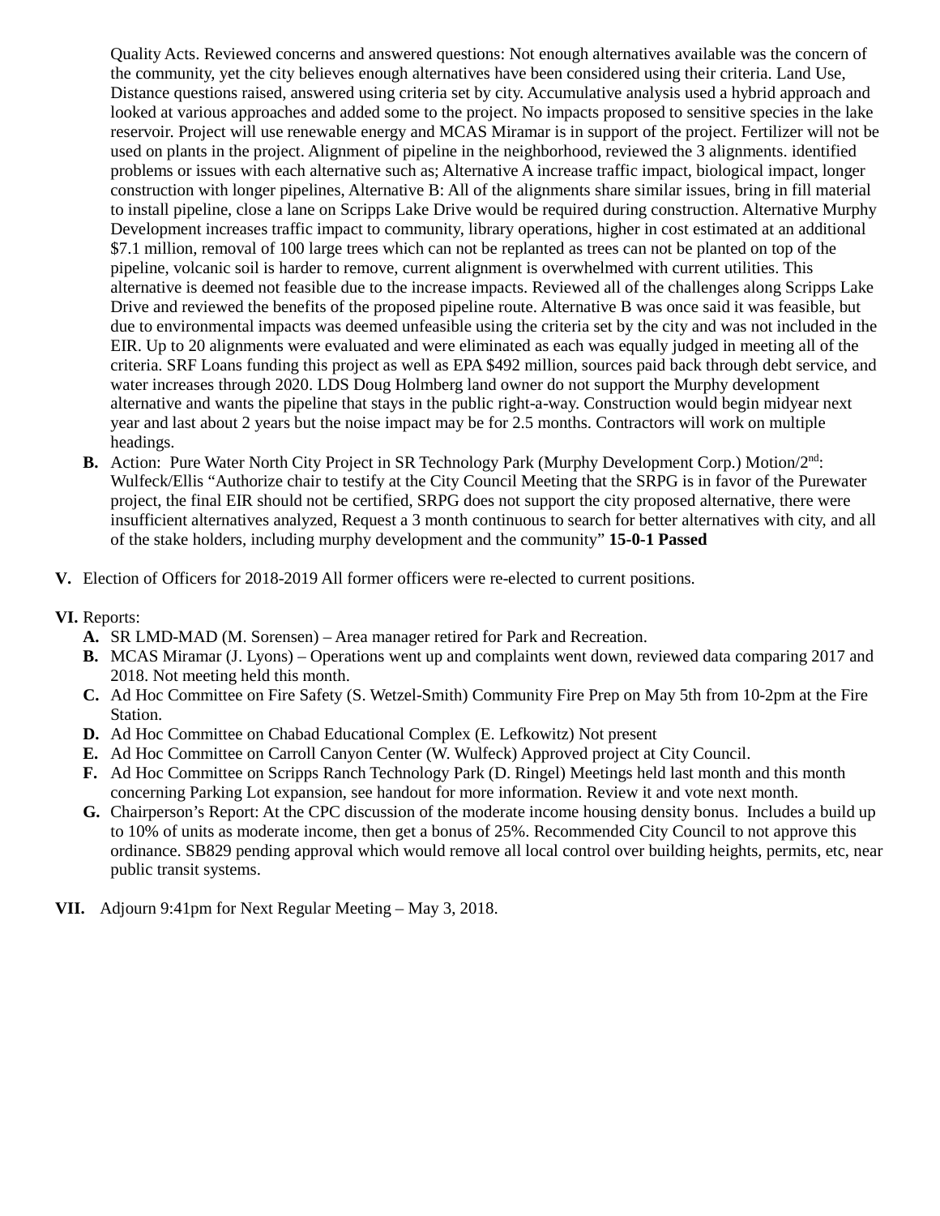Quality Acts. Reviewed concerns and answered questions: Not enough alternatives available was the concern of the community, yet the city believes enough alternatives have been considered using their criteria. Land Use, Distance questions raised, answered using criteria set by city. Accumulative analysis used a hybrid approach and looked at various approaches and added some to the project. No impacts proposed to sensitive species in the lake reservoir. Project will use renewable energy and MCAS Miramar is in support of the project. Fertilizer will not be used on plants in the project. Alignment of pipeline in the neighborhood, reviewed the 3 alignments. identified problems or issues with each alternative such as; Alternative A increase traffic impact, biological impact, longer construction with longer pipelines, Alternative B: All of the alignments share similar issues, bring in fill material to install pipeline, close a lane on Scripps Lake Drive would be required during construction. Alternative Murphy Development increases traffic impact to community, library operations, higher in cost estimated at an additional $7.1 million, removal of 100 large trees which can not be replanted as trees can not be planted on top of the pipeline, volcanic soil is harder to remove, current alignment is overwhelmed with current utilities. This alternative is deemed not feasible due to the increase impacts. Reviewed all of the challenges along Scripps Lake Drive and reviewed the benefits of the proposed pipeline route. Alternative B was once said it was feasible, but due to environmental impacts was deemed unfeasible using the criteria set by the city and was not included in the EIR. Up to 20 alignments were evaluated and were eliminated as each was equally judged in meeting all of the criteria. SRF Loans funding this project as well as EPA $492 million, sources paid back through debt service, and water increases through 2020. LDS Doug Holmberg land owner do not support the Murphy development alternative and wants the pipeline that stays in the public right-a-way. Construction would begin midyear next year and last about 2 years but the noise impact may be for 2.5 months. Contractors will work on multiple headings.

**B.** Action: Pure Water North City Project in SR Technology Park (Murphy Development Corp.) Motion/2nd: Wulfeck/Ellis "Authorize chair to testify at the City Council Meeting that the SRPG is in favor of the Purewater project, the final EIR should not be certified, SRPG does not support the city proposed alternative, there were insufficient alternatives analyzed, Request a 3 month continuous to search for better alternatives with city, and all of the stake holders, including murphy development and the community" **15-0-1 Passed**

**V.** Election of Officers for 2018-2019 All former officers were re-elected to current positions.

**VI.** Reports:

- **A.** SR LMD-MAD (M. Sorensen) – Area manager retired for Park and Recreation.
- **B.** MCAS Miramar (J. Lyons) – Operations went up and complaints went down, reviewed data comparing 2017 and 2018. Not meeting held this month.
- **C.** Ad Hoc Committee on Fire Safety (S. Wetzel-Smith) Community Fire Prep on May 5th from 10-2pm at the Fire Station.
- **D.** Ad Hoc Committee on Chabad Educational Complex (E. Lefkowitz) Not present
- **E.** Ad Hoc Committee on Carroll Canyon Center (W. Wulfeck) Approved project at City Council.
- **F.** Ad Hoc Committee on Scripps Ranch Technology Park (D. Ringel) Meetings held last month and this month concerning Parking Lot expansion, see handout for more information. Review it and vote next month.
- **G.** Chairperson's Report: At the CPC discussion of the moderate income housing density bonus. Includes a build up to 10% of units as moderate income, then get a bonus of 25%. Recommended City Council to not approve this ordinance. SB829 pending approval which would remove all local control over building heights, permits, etc, near public transit systems.

**VII.** Adjourn 9:41pm for Next Regular Meeting – May 3, 2018.